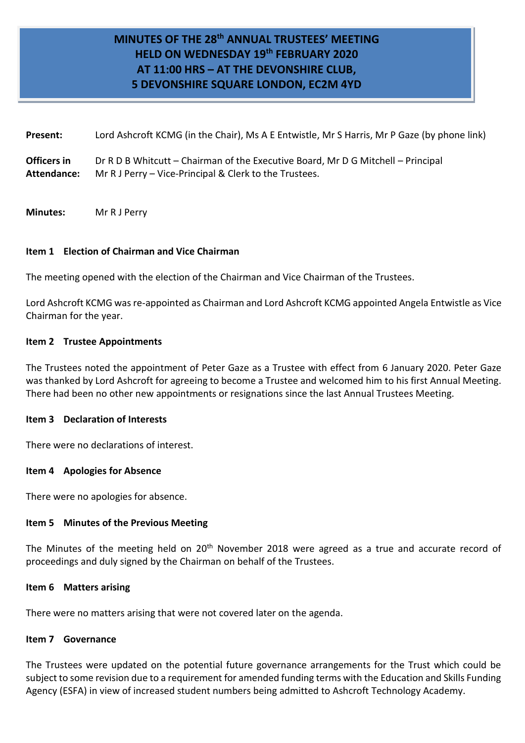# MINUTES OF THE 28th ANNUAL TRUSTEES' MEETING HELD ON WEDNESDAY 19th FEBRUARY 2020 AT 11:00 HRS – AT THE DEVONSHIRE CLUB, 5 DEVONSHIRE SQUARE LONDON, EC2M 4YD

**Present:** Lord Ashcroft KCMG (in the Chair), Ms A E Entwistle, Mr S Harris, Mr P Gaze (by phone link)

**Officers in Attendance:** Dr R D B Whitcutt – Chairman of the Executive Board, Mr D G Mitchell – Principal
Mr R J Perry – Vice-Principal & Clerk to the Trustees.

**Minutes:** Mr R J Perry

**Item 1 Election of Chairman and Vice Chairman**

The meeting opened with the election of the Chairman and Vice Chairman of the Trustees.

Lord Ashcroft KCMG was re-appointed as Chairman and Lord Ashcroft KCMG appointed Angela Entwistle as Vice Chairman for the year.

**Item 2 Trustee Appointments**

The Trustees noted the appointment of Peter Gaze as a Trustee with effect from 6 January 2020. Peter Gaze was thanked by Lord Ashcroft for agreeing to become a Trustee and welcomed him to his first Annual Meeting. There had been no other new appointments or resignations since the last Annual Trustees Meeting.

**Item 3 Declaration of Interests**

There were no declarations of interest.

**Item 4 Apologies for Absence**

There were no apologies for absence.

**Item 5 Minutes of the Previous Meeting**

The Minutes of the meeting held on 20th November 2018 were agreed as a true and accurate record of proceedings and duly signed by the Chairman on behalf of the Trustees.

**Item 6 Matters arising**

There were no matters arising that were not covered later on the agenda.

**Item 7 Governance**

The Trustees were updated on the potential future governance arrangements for the Trust which could be subject to some revision due to a requirement for amended funding terms with the Education and Skills Funding Agency (ESFA) in view of increased student numbers being admitted to Ashcroft Technology Academy.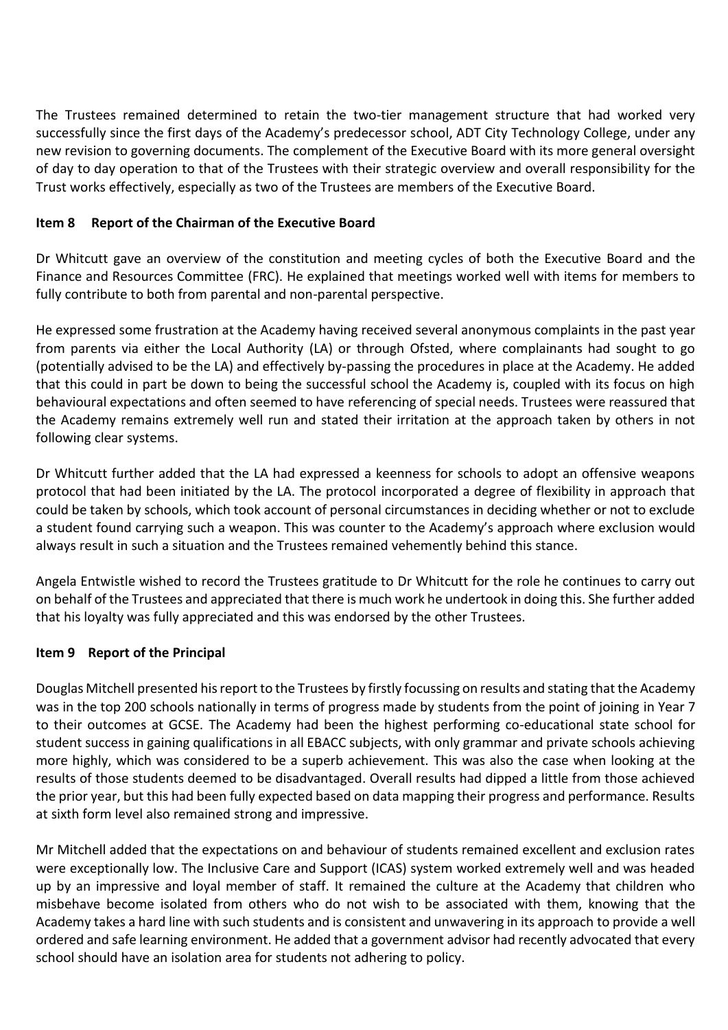The Trustees remained determined to retain the two-tier management structure that had worked very successfully since the first days of the Academy's predecessor school, ADT City Technology College, under any new revision to governing documents. The complement of the Executive Board with its more general oversight of day to day operation to that of the Trustees with their strategic overview and overall responsibility for the Trust works effectively, especially as two of the Trustees are members of the Executive Board.

**Item 8 Report of the Chairman of the Executive Board**

Dr Whitcutt gave an overview of the constitution and meeting cycles of both the Executive Board and the Finance and Resources Committee (FRC). He explained that meetings worked well with items for members to fully contribute to both from parental and non-parental perspective.

He expressed some frustration at the Academy having received several anonymous complaints in the past year from parents via either the Local Authority (LA) or through Ofsted, where complainants had sought to go (potentially advised to be the LA) and effectively by-passing the procedures in place at the Academy. He added that this could in part be down to being the successful school the Academy is, coupled with its focus on high behavioural expectations and often seemed to have referencing of special needs. Trustees were reassured that the Academy remains extremely well run and stated their irritation at the approach taken by others in not following clear systems.

Dr Whitcutt further added that the LA had expressed a keenness for schools to adopt an offensive weapons protocol that had been initiated by the LA. The protocol incorporated a degree of flexibility in approach that could be taken by schools, which took account of personal circumstances in deciding whether or not to exclude a student found carrying such a weapon. This was counter to the Academy's approach where exclusion would always result in such a situation and the Trustees remained vehemently behind this stance.

Angela Entwistle wished to record the Trustees gratitude to Dr Whitcutt for the role he continues to carry out on behalf of the Trustees and appreciated that there is much work he undertook in doing this. She further added that his loyalty was fully appreciated and this was endorsed by the other Trustees.

**Item 9 Report of the Principal**

Douglas Mitchell presented his report to the Trustees by firstly focussing on results and stating that the Academy was in the top 200 schools nationally in terms of progress made by students from the point of joining in Year 7 to their outcomes at GCSE. The Academy had been the highest performing co-educational state school for student success in gaining qualifications in all EBACC subjects, with only grammar and private schools achieving more highly, which was considered to be a superb achievement. This was also the case when looking at the results of those students deemed to be disadvantaged. Overall results had dipped a little from those achieved the prior year, but this had been fully expected based on data mapping their progress and performance. Results at sixth form level also remained strong and impressive.

Mr Mitchell added that the expectations on and behaviour of students remained excellent and exclusion rates were exceptionally low. The Inclusive Care and Support (ICAS) system worked extremely well and was headed up by an impressive and loyal member of staff. It remained the culture at the Academy that children who misbehave become isolated from others who do not wish to be associated with them, knowing that the Academy takes a hard line with such students and is consistent and unwavering in its approach to provide a well ordered and safe learning environment. He added that a government advisor had recently advocated that every school should have an isolation area for students not adhering to policy.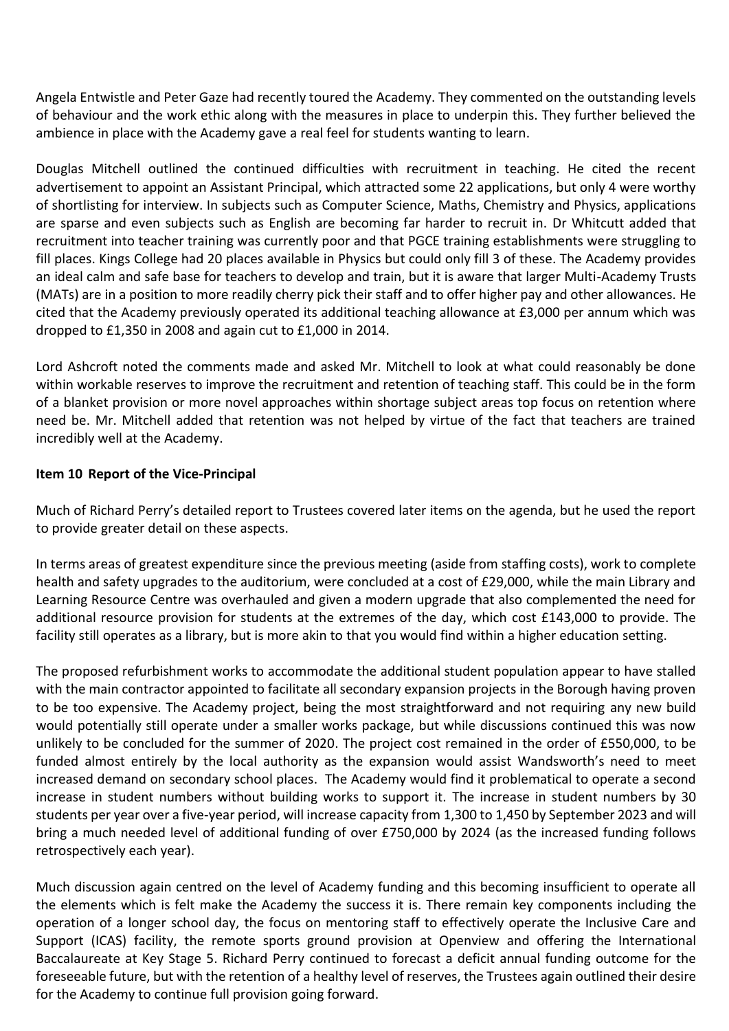Angela Entwistle and Peter Gaze had recently toured the Academy. They commented on the outstanding levels of behaviour and the work ethic along with the measures in place to underpin this. They further believed the ambience in place with the Academy gave a real feel for students wanting to learn.

Douglas Mitchell outlined the continued difficulties with recruitment in teaching. He cited the recent advertisement to appoint an Assistant Principal, which attracted some 22 applications, but only 4 were worthy of shortlisting for interview. In subjects such as Computer Science, Maths, Chemistry and Physics, applications are sparse and even subjects such as English are becoming far harder to recruit in. Dr Whitcutt added that recruitment into teacher training was currently poor and that PGCE training establishments were struggling to fill places. Kings College had 20 places available in Physics but could only fill 3 of these. The Academy provides an ideal calm and safe base for teachers to develop and train, but it is aware that larger Multi-Academy Trusts (MATs) are in a position to more readily cherry pick their staff and to offer higher pay and other allowances. He cited that the Academy previously operated its additional teaching allowance at £3,000 per annum which was dropped to £1,350 in 2008 and again cut to £1,000 in 2014.

Lord Ashcroft noted the comments made and asked Mr. Mitchell to look at what could reasonably be done within workable reserves to improve the recruitment and retention of teaching staff. This could be in the form of a blanket provision or more novel approaches within shortage subject areas top focus on retention where need be. Mr. Mitchell added that retention was not helped by virtue of the fact that teachers are trained incredibly well at the Academy.

**Item 10 Report of the Vice-Principal**

Much of Richard Perry's detailed report to Trustees covered later items on the agenda, but he used the report to provide greater detail on these aspects.

In terms areas of greatest expenditure since the previous meeting (aside from staffing costs), work to complete health and safety upgrades to the auditorium, were concluded at a cost of £29,000, while the main Library and Learning Resource Centre was overhauled and given a modern upgrade that also complemented the need for additional resource provision for students at the extremes of the day, which cost £143,000 to provide. The facility still operates as a library, but is more akin to that you would find within a higher education setting.

The proposed refurbishment works to accommodate the additional student population appear to have stalled with the main contractor appointed to facilitate all secondary expansion projects in the Borough having proven to be too expensive. The Academy project, being the most straightforward and not requiring any new build would potentially still operate under a smaller works package, but while discussions continued this was now unlikely to be concluded for the summer of 2020. The project cost remained in the order of £550,000, to be funded almost entirely by the local authority as the expansion would assist Wandsworth's need to meet increased demand on secondary school places. The Academy would find it problematical to operate a second increase in student numbers without building works to support it. The increase in student numbers by 30 students per year over a five-year period, will increase capacity from 1,300 to 1,450 by September 2023 and will bring a much needed level of additional funding of over £750,000 by 2024 (as the increased funding follows retrospectively each year).

Much discussion again centred on the level of Academy funding and this becoming insufficient to operate all the elements which is felt make the Academy the success it is. There remain key components including the operation of a longer school day, the focus on mentoring staff to effectively operate the Inclusive Care and Support (ICAS) facility, the remote sports ground provision at Openview and offering the International Baccalaureate at Key Stage 5. Richard Perry continued to forecast a deficit annual funding outcome for the foreseeable future, but with the retention of a healthy level of reserves, the Trustees again outlined their desire for the Academy to continue full provision going forward.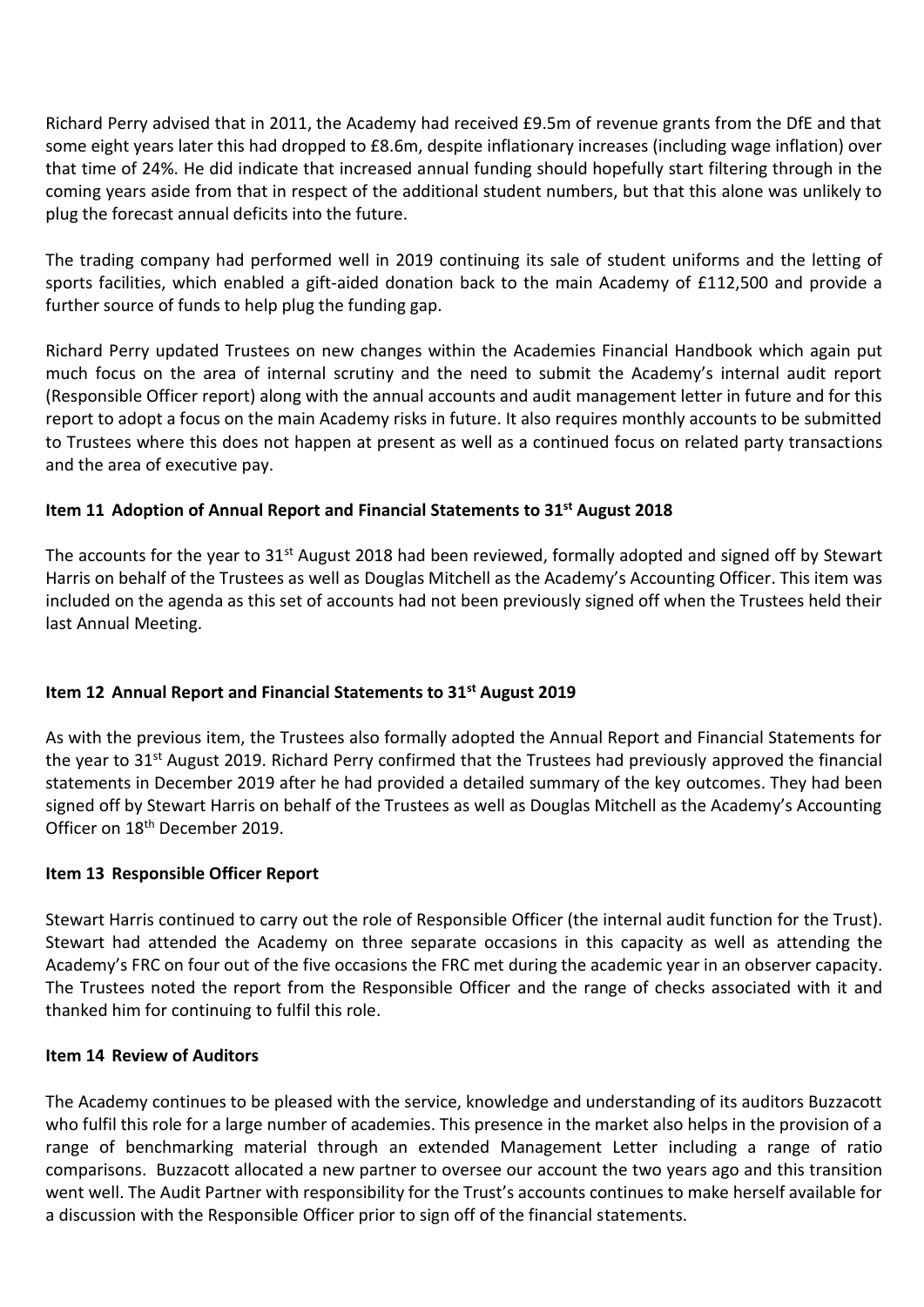Richard Perry advised that in 2011, the Academy had received £9.5m of revenue grants from the DfE and that some eight years later this had dropped to £8.6m, despite inflationary increases (including wage inflation) over that time of 24%. He did indicate that increased annual funding should hopefully start filtering through in the coming years aside from that in respect of the additional student numbers, but that this alone was unlikely to plug the forecast annual deficits into the future.

The trading company had performed well in 2019 continuing its sale of student uniforms and the letting of sports facilities, which enabled a gift-aided donation back to the main Academy of £112,500 and provide a further source of funds to help plug the funding gap.

Richard Perry updated Trustees on new changes within the Academies Financial Handbook which again put much focus on the area of internal scrutiny and the need to submit the Academy's internal audit report (Responsible Officer report) along with the annual accounts and audit management letter in future and for this report to adopt a focus on the main Academy risks in future. It also requires monthly accounts to be submitted to Trustees where this does not happen at present as well as a continued focus on related party transactions and the area of executive pay.

**Item 11 Adoption of Annual Report and Financial Statements to 31st August 2018**

The accounts for the year to 31st August 2018 had been reviewed, formally adopted and signed off by Stewart Harris on behalf of the Trustees as well as Douglas Mitchell as the Academy's Accounting Officer. This item was included on the agenda as this set of accounts had not been previously signed off when the Trustees held their last Annual Meeting.

**Item 12 Annual Report and Financial Statements to 31st August 2019**

As with the previous item, the Trustees also formally adopted the Annual Report and Financial Statements for the year to 31st August 2019. Richard Perry confirmed that the Trustees had previously approved the financial statements in December 2019 after he had provided a detailed summary of the key outcomes. They had been signed off by Stewart Harris on behalf of the Trustees as well as Douglas Mitchell as the Academy's Accounting Officer on 18th December 2019.

**Item 13 Responsible Officer Report**

Stewart Harris continued to carry out the role of Responsible Officer (the internal audit function for the Trust). Stewart had attended the Academy on three separate occasions in this capacity as well as attending the Academy's FRC on four out of the five occasions the FRC met during the academic year in an observer capacity. The Trustees noted the report from the Responsible Officer and the range of checks associated with it and thanked him for continuing to fulfil this role.

**Item 14 Review of Auditors**

The Academy continues to be pleased with the service, knowledge and understanding of its auditors Buzzacott who fulfil this role for a large number of academies. This presence in the market also helps in the provision of a range of benchmarking material through an extended Management Letter including a range of ratio comparisons. Buzzacott allocated a new partner to oversee our account the two years ago and this transition went well. The Audit Partner with responsibility for the Trust's accounts continues to make herself available for a discussion with the Responsible Officer prior to sign off of the financial statements.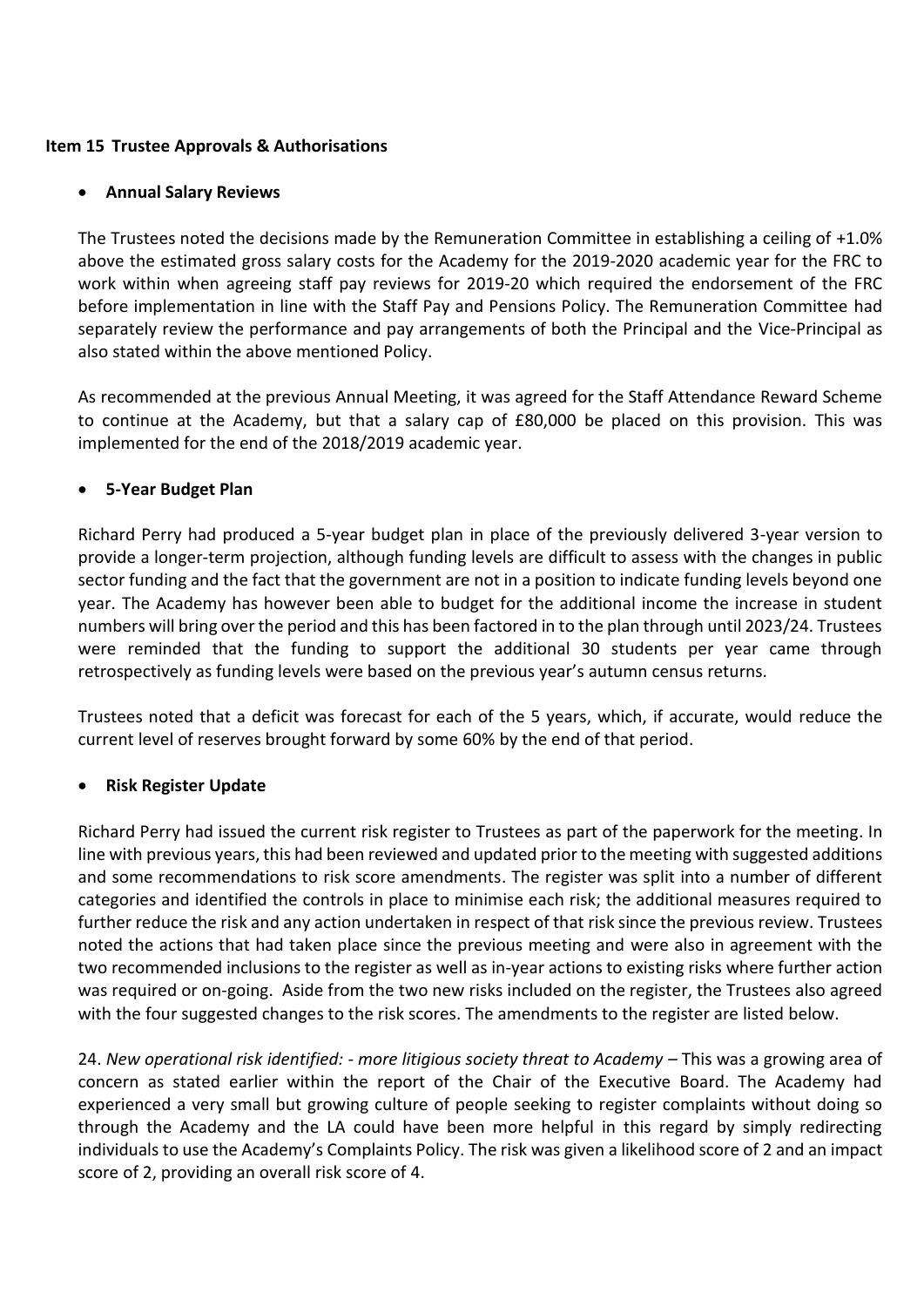**Item 15 Trustee Approvals & Authorisations**

- **Annual Salary Reviews**

The Trustees noted the decisions made by the Remuneration Committee in establishing a ceiling of +1.0% above the estimated gross salary costs for the Academy for the 2019-2020 academic year for the FRC to work within when agreeing staff pay reviews for 2019-20 which required the endorsement of the FRC before implementation in line with the Staff Pay and Pensions Policy. The Remuneration Committee had separately review the performance and pay arrangements of both the Principal and the Vice-Principal as also stated within the above mentioned Policy.

As recommended at the previous Annual Meeting, it was agreed for the Staff Attendance Reward Scheme to continue at the Academy, but that a salary cap of £80,000 be placed on this provision. This was implemented for the end of the 2018/2019 academic year.

- **5-Year Budget Plan**

Richard Perry had produced a 5-year budget plan in place of the previously delivered 3-year version to provide a longer-term projection, although funding levels are difficult to assess with the changes in public sector funding and the fact that the government are not in a position to indicate funding levels beyond one year. The Academy has however been able to budget for the additional income the increase in student numbers will bring over the period and this has been factored in to the plan through until 2023/24. Trustees were reminded that the funding to support the additional 30 students per year came through retrospectively as funding levels were based on the previous year's autumn census returns.

Trustees noted that a deficit was forecast for each of the 5 years, which, if accurate, would reduce the current level of reserves brought forward by some 60% by the end of that period.

- **Risk Register Update**

Richard Perry had issued the current risk register to Trustees as part of the paperwork for the meeting. In line with previous years, this had been reviewed and updated prior to the meeting with suggested additions and some recommendations to risk score amendments. The register was split into a number of different categories and identified the controls in place to minimise each risk; the additional measures required to further reduce the risk and any action undertaken in respect of that risk since the previous review. Trustees noted the actions that had taken place since the previous meeting and were also in agreement with the two recommended inclusions to the register as well as in-year actions to existing risks where further action was required or on-going. Aside from the two new risks included on the register, the Trustees also agreed with the four suggested changes to the risk scores. The amendments to the register are listed below.

24. *New operational risk identified: - more litigious society threat to Academy* – This was a growing area of concern as stated earlier within the report of the Chair of the Executive Board. The Academy had experienced a very small but growing culture of people seeking to register complaints without doing so through the Academy and the LA could have been more helpful in this regard by simply redirecting individuals to use the Academy's Complaints Policy. The risk was given a likelihood score of 2 and an impact score of 2, providing an overall risk score of 4.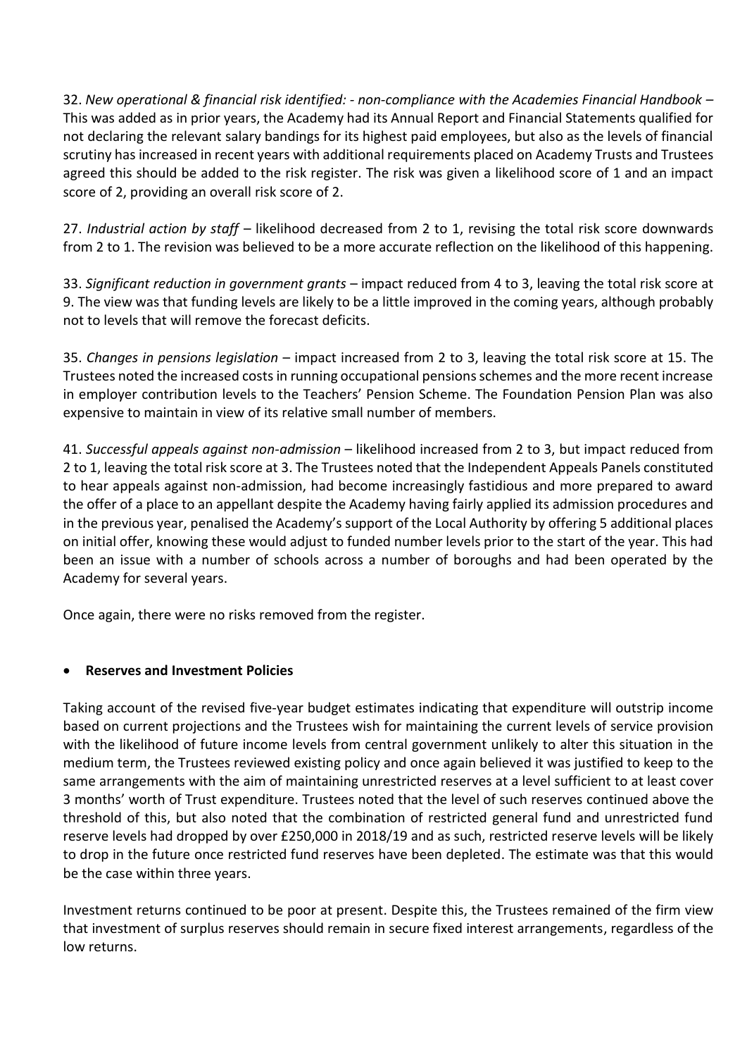32. *New operational & financial risk identified: - non-compliance with the Academies Financial Handbook* – This was added as in prior years, the Academy had its Annual Report and Financial Statements qualified for not declaring the relevant salary bandings for its highest paid employees, but also as the levels of financial scrutiny has increased in recent years with additional requirements placed on Academy Trusts and Trustees agreed this should be added to the risk register. The risk was given a likelihood score of 1 and an impact score of 2, providing an overall risk score of 2.

27. *Industrial action by staff* – likelihood decreased from 2 to 1, revising the total risk score downwards from 2 to 1. The revision was believed to be a more accurate reflection on the likelihood of this happening.

33. *Significant reduction in government grants* – impact reduced from 4 to 3, leaving the total risk score at 9. The view was that funding levels are likely to be a little improved in the coming years, although probably not to levels that will remove the forecast deficits.

35. *Changes in pensions legislation* – impact increased from 2 to 3, leaving the total risk score at 15. The Trustees noted the increased costs in running occupational pensions schemes and the more recent increase in employer contribution levels to the Teachers' Pension Scheme. The Foundation Pension Plan was also expensive to maintain in view of its relative small number of members.

41. *Successful appeals against non-admission* – likelihood increased from 2 to 3, but impact reduced from 2 to 1, leaving the total risk score at 3. The Trustees noted that the Independent Appeals Panels constituted to hear appeals against non-admission, had become increasingly fastidious and more prepared to award the offer of a place to an appellant despite the Academy having fairly applied its admission procedures and in the previous year, penalised the Academy's support of the Local Authority by offering 5 additional places on initial offer, knowing these would adjust to funded number levels prior to the start of the year. This had been an issue with a number of schools across a number of boroughs and had been operated by the Academy for several years.

Once again, there were no risks removed from the register.

- **Reserves and Investment Policies**

Taking account of the revised five-year budget estimates indicating that expenditure will outstrip income based on current projections and the Trustees wish for maintaining the current levels of service provision with the likelihood of future income levels from central government unlikely to alter this situation in the medium term, the Trustees reviewed existing policy and once again believed it was justified to keep to the same arrangements with the aim of maintaining unrestricted reserves at a level sufficient to at least cover 3 months' worth of Trust expenditure. Trustees noted that the level of such reserves continued above the threshold of this, but also noted that the combination of restricted general fund and unrestricted fund reserve levels had dropped by over £250,000 in 2018/19 and as such, restricted reserve levels will be likely to drop in the future once restricted fund reserves have been depleted. The estimate was that this would be the case within three years.

Investment returns continued to be poor at present. Despite this, the Trustees remained of the firm view that investment of surplus reserves should remain in secure fixed interest arrangements, regardless of the low returns.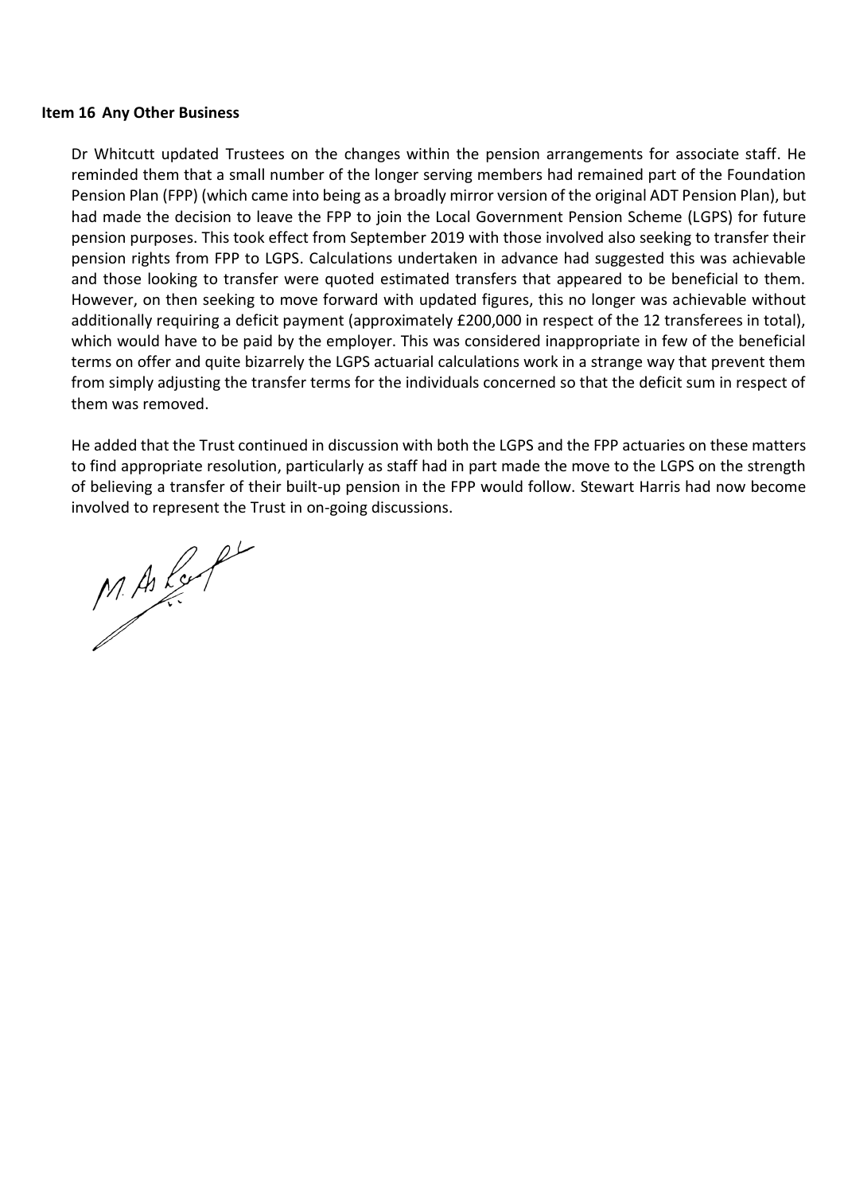**Item 16 Any Other Business**

Dr Whitcutt updated Trustees on the changes within the pension arrangements for associate staff. He reminded them that a small number of the longer serving members had remained part of the Foundation Pension Plan (FPP) (which came into being as a broadly mirror version of the original ADT Pension Plan), but had made the decision to leave the FPP to join the Local Government Pension Scheme (LGPS) for future pension purposes. This took effect from September 2019 with those involved also seeking to transfer their pension rights from FPP to LGPS. Calculations undertaken in advance had suggested this was achievable and those looking to transfer were quoted estimated transfers that appeared to be beneficial to them. However, on then seeking to move forward with updated figures, this no longer was achievable without additionally requiring a deficit payment (approximately £200,000 in respect of the 12 transferees in total), which would have to be paid by the employer. This was considered inappropriate in few of the beneficial terms on offer and quite bizarrely the LGPS actuarial calculations work in a strange way that prevent them from simply adjusting the transfer terms for the individuals concerned so that the deficit sum in respect of them was removed.

He added that the Trust continued in discussion with both the LGPS and the FPP actuaries on these matters to find appropriate resolution, particularly as staff had in part made the move to the LGPS on the strength of believing a transfer of their built-up pension in the FPP would follow. Stewart Harris had now become involved to represent the Trust in on-going discussions.